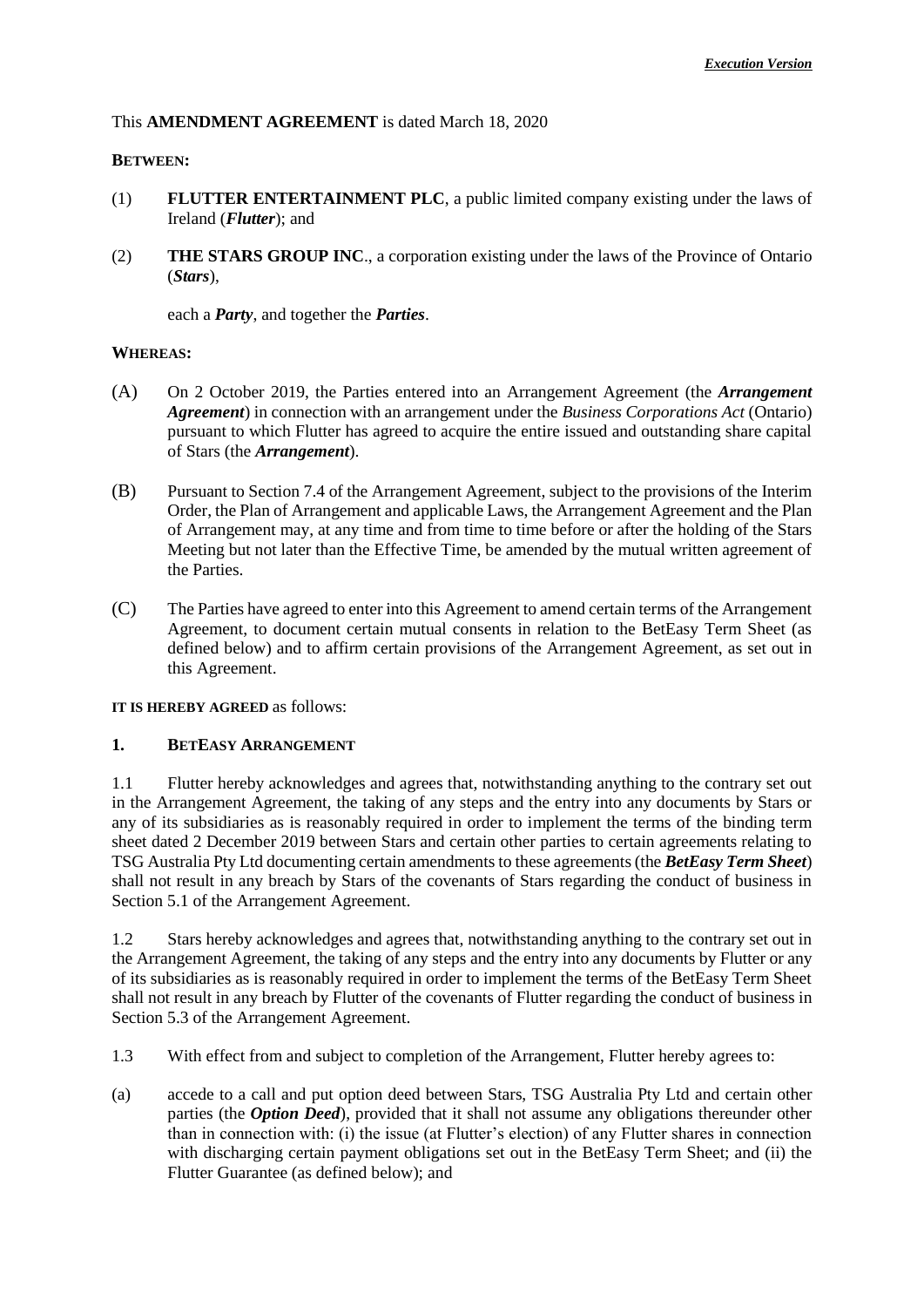*Execution Version*

This **AMENDMENT AGREEMENT** is dated March 18, 2020

**BETWEEN:**

(1) **FLUTTER ENTERTAINMENT PLC**, a public limited company existing under the laws of Ireland (***Flutter***); and

(2) **THE STARS GROUP INC**., a corporation existing under the laws of the Province of Ontario (***Stars***),

each a ***Party***, and together the ***Parties***.

**WHEREAS:**

(A) On 2 October 2019, the Parties entered into an Arrangement Agreement (the ***Arrangement Agreement***) in connection with an arrangement under the *Business Corporations Act* (Ontario) pursuant to which Flutter has agreed to acquire the entire issued and outstanding share capital of Stars (the ***Arrangement***).

(B) Pursuant to Section 7.4 of the Arrangement Agreement, subject to the provisions of the Interim Order, the Plan of Arrangement and applicable Laws, the Arrangement Agreement and the Plan of Arrangement may, at any time and from time to time before or after the holding of the Stars Meeting but not later than the Effective Time, be amended by the mutual written agreement of the Parties.

(C) The Parties have agreed to enter into this Agreement to amend certain terms of the Arrangement Agreement, to document certain mutual consents in relation to the BetEasy Term Sheet (as defined below) and to affirm certain provisions of the Arrangement Agreement, as set out in this Agreement.

**IT IS HEREBY AGREED** as follows:

## 1. BETEASY ARRANGEMENT

1.1 Flutter hereby acknowledges and agrees that, notwithstanding anything to the contrary set out in the Arrangement Agreement, the taking of any steps and the entry into any documents by Stars or any of its subsidiaries as is reasonably required in order to implement the terms of the binding term sheet dated 2 December 2019 between Stars and certain other parties to certain agreements relating to TSG Australia Pty Ltd documenting certain amendments to these agreements (the ***BetEasy Term Sheet***) shall not result in any breach by Stars of the covenants of Stars regarding the conduct of business in Section 5.1 of the Arrangement Agreement.

1.2 Stars hereby acknowledges and agrees that, notwithstanding anything to the contrary set out in the Arrangement Agreement, the taking of any steps and the entry into any documents by Flutter or any of its subsidiaries as is reasonably required in order to implement the terms of the BetEasy Term Sheet shall not result in any breach by Flutter of the covenants of Flutter regarding the conduct of business in Section 5.3 of the Arrangement Agreement.

1.3 With effect from and subject to completion of the Arrangement, Flutter hereby agrees to:

(a) accede to a call and put option deed between Stars, TSG Australia Pty Ltd and certain other parties (the ***Option Deed***), provided that it shall not assume any obligations thereunder other than in connection with: (i) the issue (at Flutter's election) of any Flutter shares in connection with discharging certain payment obligations set out in the BetEasy Term Sheet; and (ii) the Flutter Guarantee (as defined below); and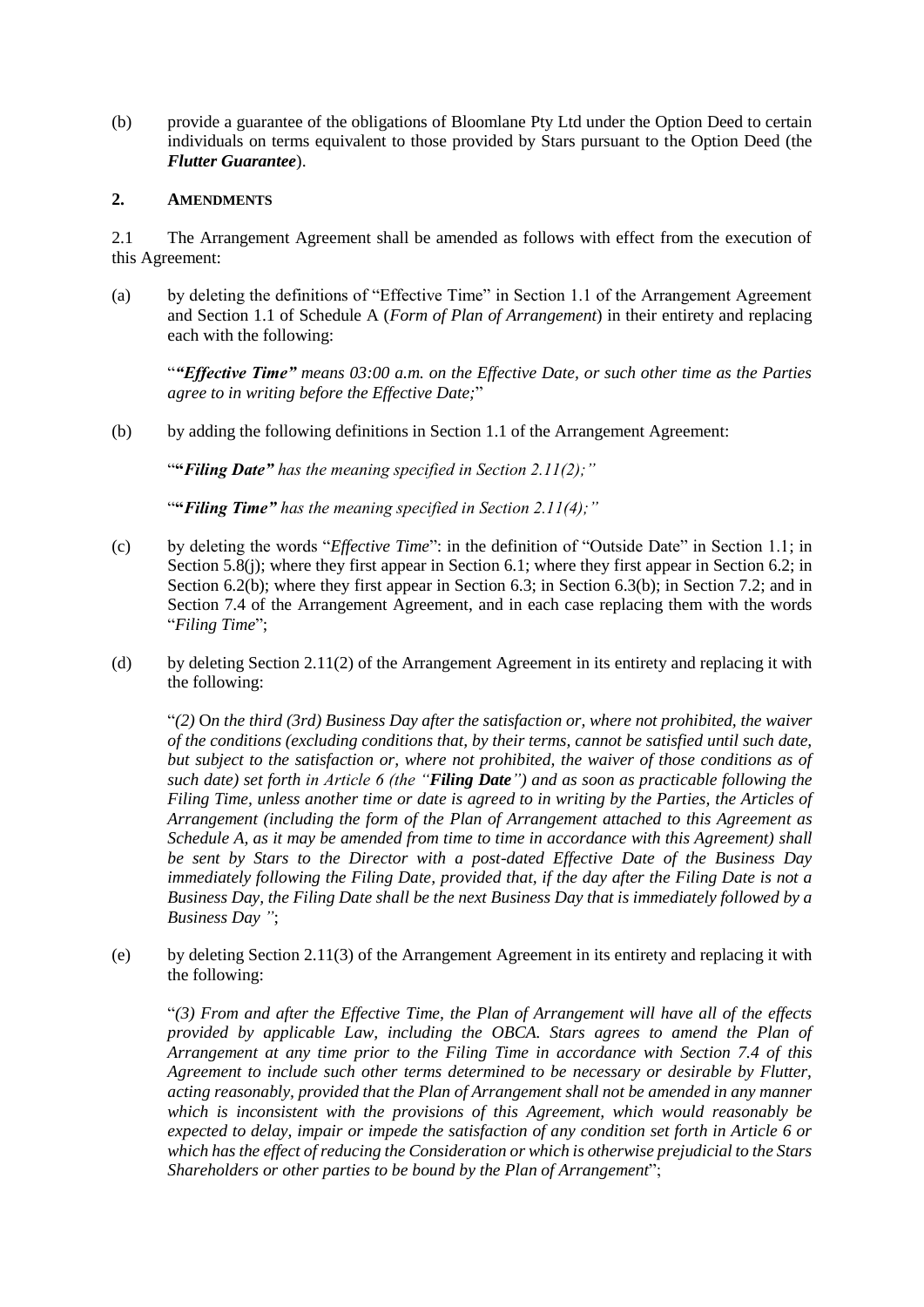(b) provide a guarantee of the obligations of Bloomlane Pty Ltd under the Option Deed to certain individuals on terms equivalent to those provided by Stars pursuant to the Option Deed (the ***Flutter Guarantee***).

## 2. AMENDMENTS

2.1 The Arrangement Agreement shall be amended as follows with effect from the execution of this Agreement:

(a) by deleting the definitions of "Effective Time" in Section 1.1 of the Arrangement Agreement and Section 1.1 of Schedule A (*Form of Plan of Arrangement*) in their entirety and replacing each with the following:

> "***"Effective Time"*** *means 03:00 a.m. on the Effective Date, or such other time as the Parties agree to in writing before the Effective Date;*"

(b) by adding the following definitions in Section 1.1 of the Arrangement Agreement:

> "***"Filing Date"*** *has the meaning specified in Section 2.11(2);"*

> "***"Filing Time"*** *has the meaning specified in Section 2.11(4);"*

(c) by deleting the words "*Effective Time*": in the definition of "Outside Date" in Section 1.1; in Section 5.8(j); where they first appear in Section 6.1; where they first appear in Section 6.2; in Section 6.2(b); where they first appear in Section 6.3; in Section 6.3(b); in Section 7.2; and in Section 7.4 of the Arrangement Agreement, and in each case replacing them with the words "*Filing Time*";

(d) by deleting Section 2.11(2) of the Arrangement Agreement in its entirety and replacing it with the following:

> "*(2)* O*n the third (3rd) Business Day after the satisfaction or, where not prohibited, the waiver of the conditions (excluding conditions that, by their terms, cannot be satisfied until such date, but subject to the satisfaction or, where not prohibited, the waiver of those conditions as of such date) set forth in Article 6 (the "**Filing Date**") and as soon as practicable following the Filing Time, unless another time or date is agreed to in writing by the Parties, the Articles of Arrangement (including the form of the Plan of Arrangement attached to this Agreement as Schedule A, as it may be amended from time to time in accordance with this Agreement) shall be sent by Stars to the Director with a post-dated Effective Date of the Business Day immediately following the Filing Date, provided that, if the day after the Filing Date is not a Business Day, the Filing Date shall be the next Business Day that is immediately followed by a Business Day "*;

(e) by deleting Section 2.11(3) of the Arrangement Agreement in its entirety and replacing it with the following:

> "*(3) From and after the Effective Time, the Plan of Arrangement will have all of the effects provided by applicable Law, including the OBCA. Stars agrees to amend the Plan of Arrangement at any time prior to the Filing Time in accordance with Section 7.4 of this Agreement to include such other terms determined to be necessary or desirable by Flutter, acting reasonably, provided that the Plan of Arrangement shall not be amended in any manner which is inconsistent with the provisions of this Agreement, which would reasonably be expected to delay, impair or impede the satisfaction of any condition set forth in Article 6 or which has the effect of reducing the Consideration or which is otherwise prejudicial to the Stars Shareholders or other parties to be bound by the Plan of Arrangement*";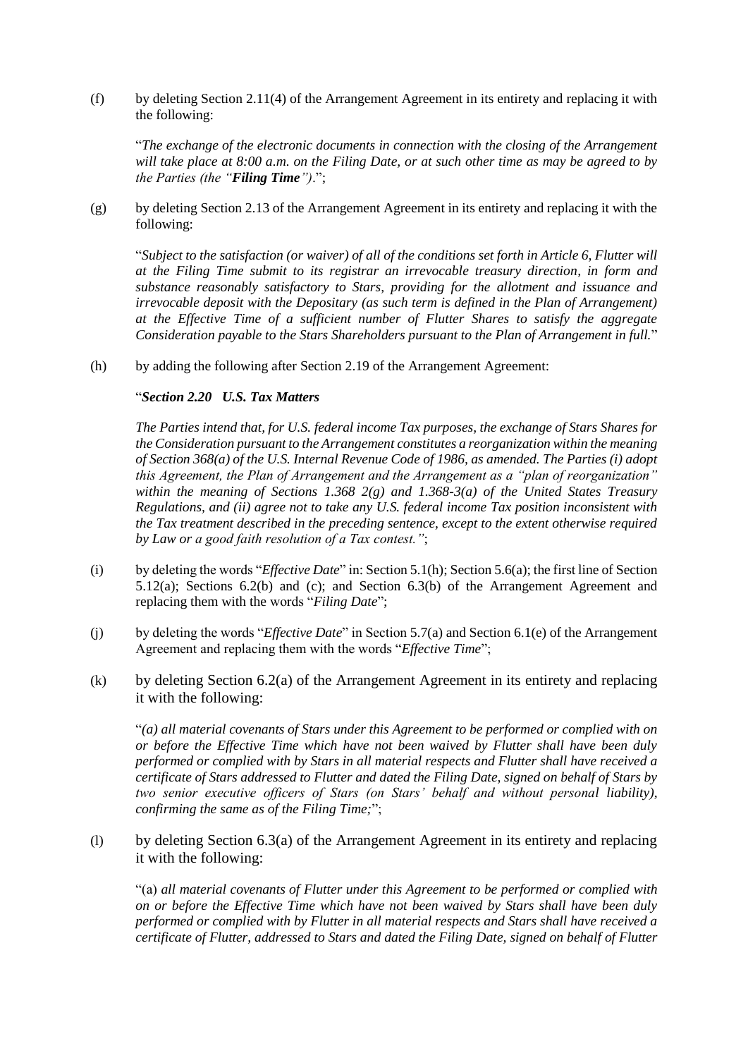(f) by deleting Section 2.11(4) of the Arrangement Agreement in its entirety and replacing it with the following:

> "*The exchange of the electronic documents in connection with the closing of the Arrangement will take place at 8:00 a.m. on the Filing Date, or at such other time as may be agreed to by the Parties (the "**Filing Time**").*";

(g) by deleting Section 2.13 of the Arrangement Agreement in its entirety and replacing it with the following:

> "*Subject to the satisfaction (or waiver) of all of the conditions set forth in Article 6, Flutter will at the Filing Time submit to its registrar an irrevocable treasury direction, in form and substance reasonably satisfactory to Stars, providing for the allotment and issuance and irrevocable deposit with the Depositary (as such term is defined in the Plan of Arrangement) at the Effective Time of a sufficient number of Flutter Shares to satisfy the aggregate Consideration payable to the Stars Shareholders pursuant to the Plan of Arrangement in full.*"

(h) by adding the following after Section 2.19 of the Arrangement Agreement:

> "***Section 2.20 U.S. Tax Matters***
>
> *The Parties intend that, for U.S. federal income Tax purposes, the exchange of Stars Shares for the Consideration pursuant to the Arrangement constitutes a reorganization within the meaning of Section 368(a) of the U.S. Internal Revenue Code of 1986, as amended. The Parties (i) adopt this Agreement, the Plan of Arrangement and the Arrangement as a "plan of reorganization" within the meaning of Sections 1.368 2(g) and 1.368-3(a) of the United States Treasury Regulations, and (ii) agree not to take any U.S. federal income Tax position inconsistent with the Tax treatment described in the preceding sentence, except to the extent otherwise required by Law or a good faith resolution of a Tax contest."*;

(i) by deleting the words "*Effective Date*" in: Section 5.1(h); Section 5.6(a); the first line of Section 5.12(a); Sections 6.2(b) and (c); and Section 6.3(b) of the Arrangement Agreement and replacing them with the words "*Filing Date*";

(j) by deleting the words "*Effective Date*" in Section 5.7(a) and Section 6.1(e) of the Arrangement Agreement and replacing them with the words "*Effective Time*";

(k) by deleting Section 6.2(a) of the Arrangement Agreement in its entirety and replacing it with the following:

> "*(a) all material covenants of Stars under this Agreement to be performed or complied with on or before the Effective Time which have not been waived by Flutter shall have been duly performed or complied with by Stars in all material respects and Flutter shall have received a certificate of Stars addressed to Flutter and dated the Filing Date, signed on behalf of Stars by two senior executive officers of Stars (on Stars' behalf and without personal liability), confirming the same as of the Filing Time;*";

(l) by deleting Section 6.3(a) of the Arrangement Agreement in its entirety and replacing it with the following:

> "(a) *all material covenants of Flutter under this Agreement to be performed or complied with on or before the Effective Time which have not been waived by Stars shall have been duly performed or complied with by Flutter in all material respects and Stars shall have received a certificate of Flutter, addressed to Stars and dated the Filing Date, signed on behalf of Flutter*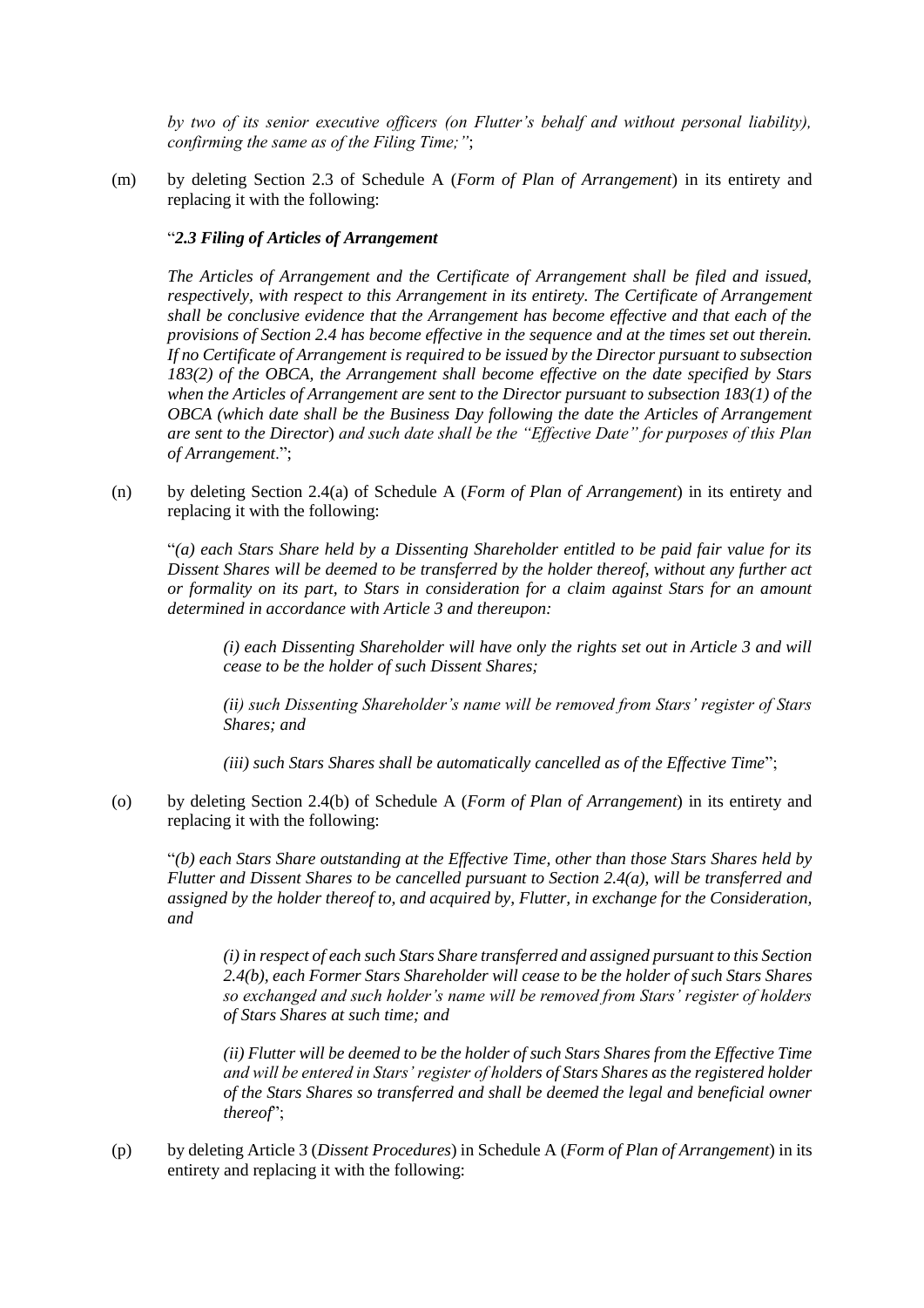*by two of its senior executive officers (on Flutter's behalf and without personal liability), confirming the same as of the Filing Time;"*;

(m) by deleting Section 2.3 of Schedule A (*Form of Plan of Arrangement*) in its entirety and replacing it with the following:

"***2.3 Filing of Articles of Arrangement***

*The Articles of Arrangement and the Certificate of Arrangement shall be filed and issued, respectively, with respect to this Arrangement in its entirety. The Certificate of Arrangement shall be conclusive evidence that the Arrangement has become effective and that each of the provisions of Section 2.4 has become effective in the sequence and at the times set out therein. If no Certificate of Arrangement is required to be issued by the Director pursuant to subsection 183(2) of the OBCA, the Arrangement shall become effective on the date specified by Stars when the Articles of Arrangement are sent to the Director pursuant to subsection 183(1) of the OBCA (which date shall be the Business Day following the date the Articles of Arrangement are sent to the Director) and such date shall be the "Effective Date" for purposes of this Plan of Arrangement.*";

(n) by deleting Section 2.4(a) of Schedule A (*Form of Plan of Arrangement*) in its entirety and replacing it with the following:

"*(a) each Stars Share held by a Dissenting Shareholder entitled to be paid fair value for its Dissent Shares will be deemed to be transferred by the holder thereof, without any further act or formality on its part, to Stars in consideration for a claim against Stars for an amount determined in accordance with Article 3 and thereupon:*

> *(i) each Dissenting Shareholder will have only the rights set out in Article 3 and will cease to be the holder of such Dissent Shares;*
>
> *(ii) such Dissenting Shareholder's name will be removed from Stars' register of Stars Shares; and*
>
> *(iii) such Stars Shares shall be automatically cancelled as of the Effective Time*";

(o) by deleting Section 2.4(b) of Schedule A (*Form of Plan of Arrangement*) in its entirety and replacing it with the following:

"*(b) each Stars Share outstanding at the Effective Time, other than those Stars Shares held by Flutter and Dissent Shares to be cancelled pursuant to Section 2.4(a), will be transferred and assigned by the holder thereof to, and acquired by, Flutter, in exchange for the Consideration, and*

> *(i) in respect of each such Stars Share transferred and assigned pursuant to this Section 2.4(b), each Former Stars Shareholder will cease to be the holder of such Stars Shares so exchanged and such holder's name will be removed from Stars' register of holders of Stars Shares at such time; and*
>
> *(ii) Flutter will be deemed to be the holder of such Stars Shares from the Effective Time and will be entered in Stars' register of holders of Stars Shares as the registered holder of the Stars Shares so transferred and shall be deemed the legal and beneficial owner thereof*";

(p) by deleting Article 3 (*Dissent Procedures*) in Schedule A (*Form of Plan of Arrangement*) in its entirety and replacing it with the following: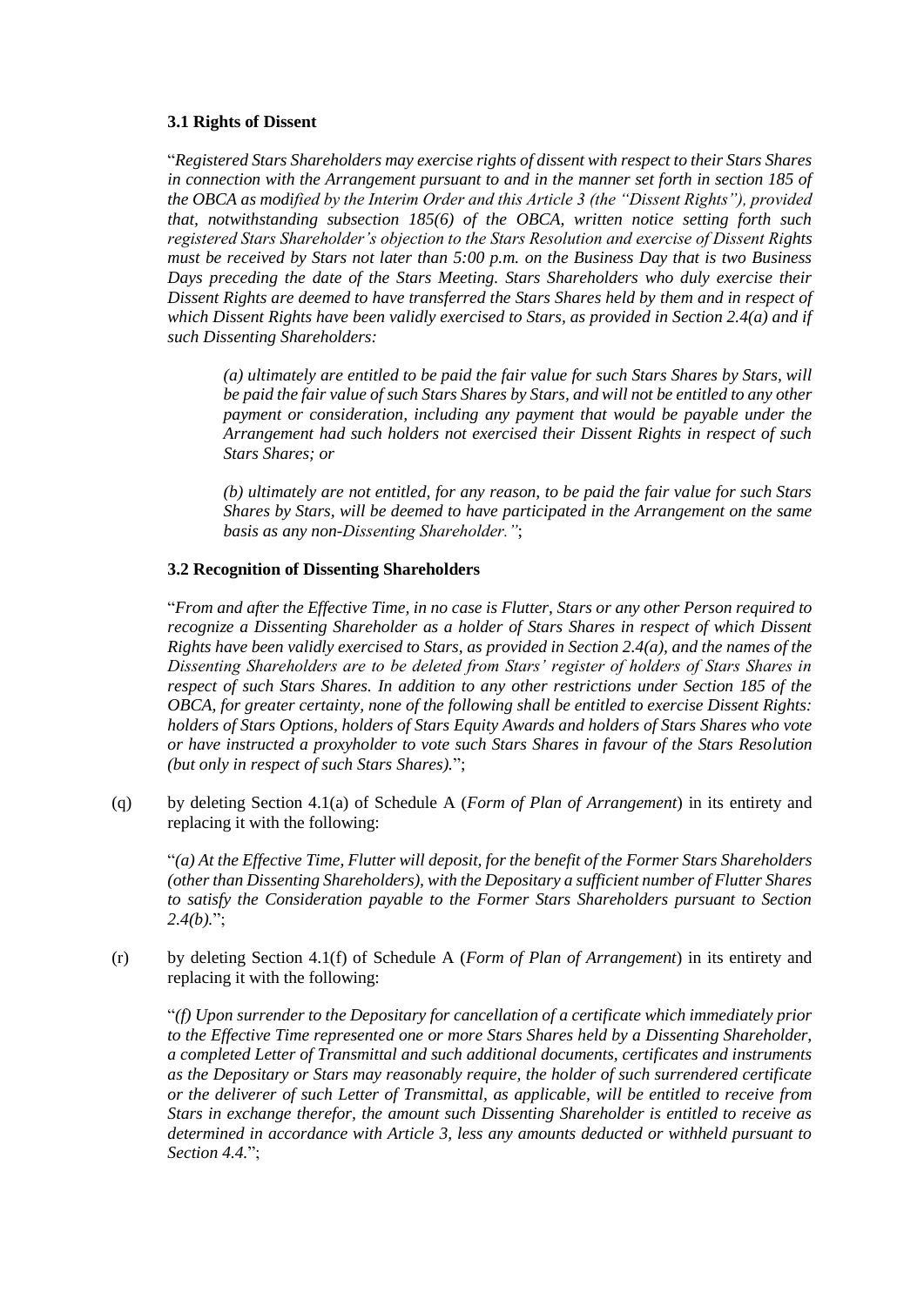**3.1 Rights of Dissent**

"*Registered Stars Shareholders may exercise rights of dissent with respect to their Stars Shares in connection with the Arrangement pursuant to and in the manner set forth in section 185 of the OBCA as modified by the Interim Order and this Article 3 (the "Dissent Rights"), provided that, notwithstanding subsection 185(6) of the OBCA, written notice setting forth such registered Stars Shareholder's objection to the Stars Resolution and exercise of Dissent Rights must be received by Stars not later than 5:00 p.m. on the Business Day that is two Business Days preceding the date of the Stars Meeting. Stars Shareholders who duly exercise their Dissent Rights are deemed to have transferred the Stars Shares held by them and in respect of which Dissent Rights have been validly exercised to Stars, as provided in Section 2.4(a) and if such Dissenting Shareholders:*

> *(a) ultimately are entitled to be paid the fair value for such Stars Shares by Stars, will be paid the fair value of such Stars Shares by Stars, and will not be entitled to any other payment or consideration, including any payment that would be payable under the Arrangement had such holders not exercised their Dissent Rights in respect of such Stars Shares; or*
>
> *(b) ultimately are not entitled, for any reason, to be paid the fair value for such Stars Shares by Stars, will be deemed to have participated in the Arrangement on the same basis as any non-Dissenting Shareholder."*;

**3.2 Recognition of Dissenting Shareholders**

"*From and after the Effective Time, in no case is Flutter, Stars or any other Person required to recognize a Dissenting Shareholder as a holder of Stars Shares in respect of which Dissent Rights have been validly exercised to Stars, as provided in Section 2.4(a), and the names of the Dissenting Shareholders are to be deleted from Stars' register of holders of Stars Shares in respect of such Stars Shares. In addition to any other restrictions under Section 185 of the OBCA, for greater certainty, none of the following shall be entitled to exercise Dissent Rights: holders of Stars Options, holders of Stars Equity Awards and holders of Stars Shares who vote or have instructed a proxyholder to vote such Stars Shares in favour of the Stars Resolution (but only in respect of such Stars Shares).*";

(q) by deleting Section 4.1(a) of Schedule A (*Form of Plan of Arrangement*) in its entirety and replacing it with the following:

"*(a) At the Effective Time, Flutter will deposit, for the benefit of the Former Stars Shareholders (other than Dissenting Shareholders), with the Depositary a sufficient number of Flutter Shares to satisfy the Consideration payable to the Former Stars Shareholders pursuant to Section 2.4(b).*";

(r) by deleting Section 4.1(f) of Schedule A (*Form of Plan of Arrangement*) in its entirety and replacing it with the following:

"*(f) Upon surrender to the Depositary for cancellation of a certificate which immediately prior to the Effective Time represented one or more Stars Shares held by a Dissenting Shareholder, a completed Letter of Transmittal and such additional documents, certificates and instruments as the Depositary or Stars may reasonably require, the holder of such surrendered certificate or the deliverer of such Letter of Transmittal, as applicable, will be entitled to receive from Stars in exchange therefor, the amount such Dissenting Shareholder is entitled to receive as determined in accordance with Article 3, less any amounts deducted or withheld pursuant to Section 4.4.*";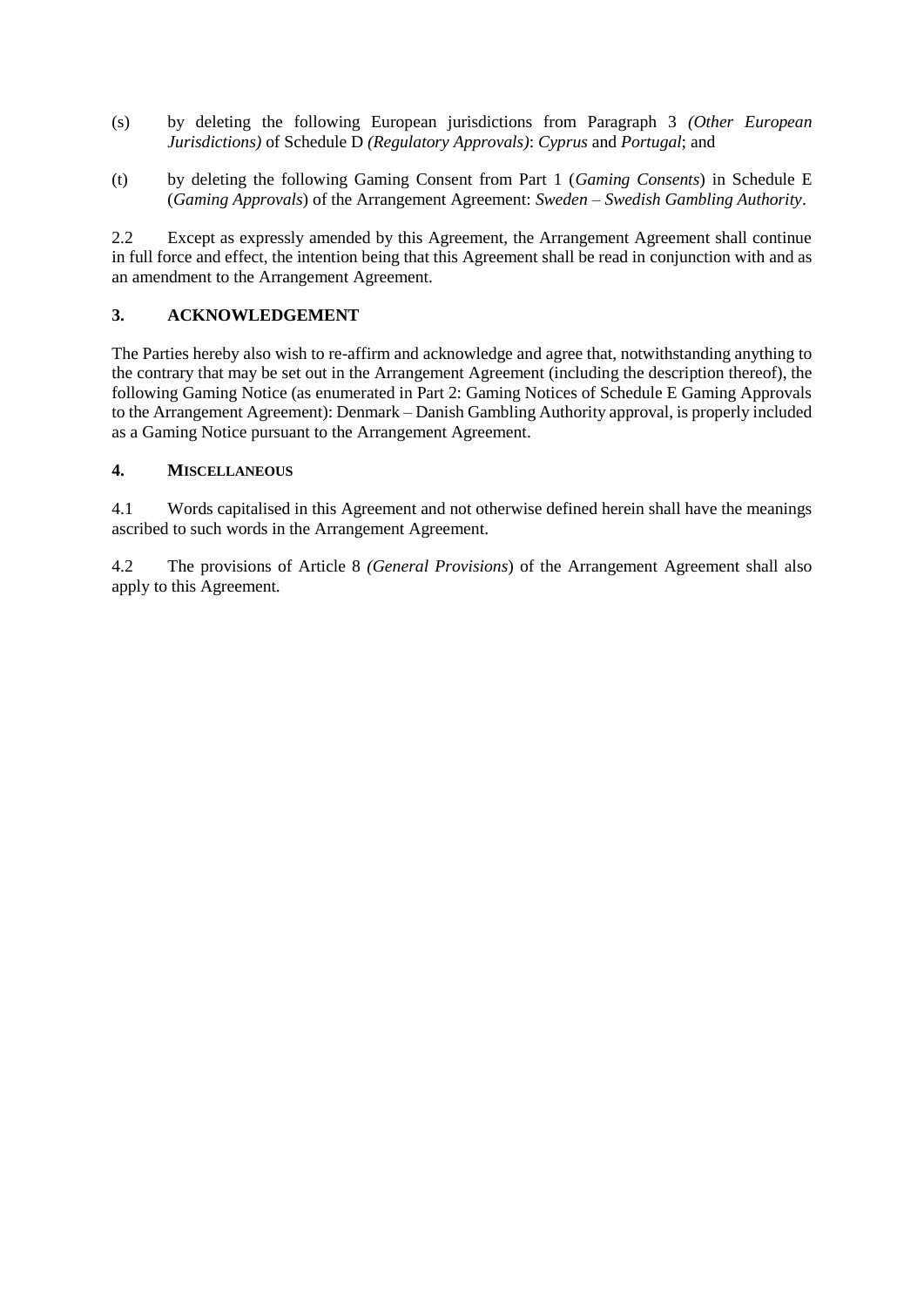(s) by deleting the following European jurisdictions from Paragraph 3 *(Other European Jurisdictions)* of Schedule D *(Regulatory Approvals)*: *Cyprus* and *Portugal*; and

(t) by deleting the following Gaming Consent from Part 1 (*Gaming Consents*) in Schedule E (*Gaming Approvals*) of the Arrangement Agreement: *Sweden – Swedish Gambling Authority*.

2.2 Except as expressly amended by this Agreement, the Arrangement Agreement shall continue in full force and effect, the intention being that this Agreement shall be read in conjunction with and as an amendment to the Arrangement Agreement.

## 3. ACKNOWLEDGEMENT

The Parties hereby also wish to re-affirm and acknowledge and agree that, notwithstanding anything to the contrary that may be set out in the Arrangement Agreement (including the description thereof), the following Gaming Notice (as enumerated in Part 2: Gaming Notices of Schedule E Gaming Approvals to the Arrangement Agreement): Denmark – Danish Gambling Authority approval, is properly included as a Gaming Notice pursuant to the Arrangement Agreement.

## 4. MISCELLANEOUS

4.1 Words capitalised in this Agreement and not otherwise defined herein shall have the meanings ascribed to such words in the Arrangement Agreement.

4.2 The provisions of Article 8 *(General Provisions*) of the Arrangement Agreement shall also apply to this Agreement.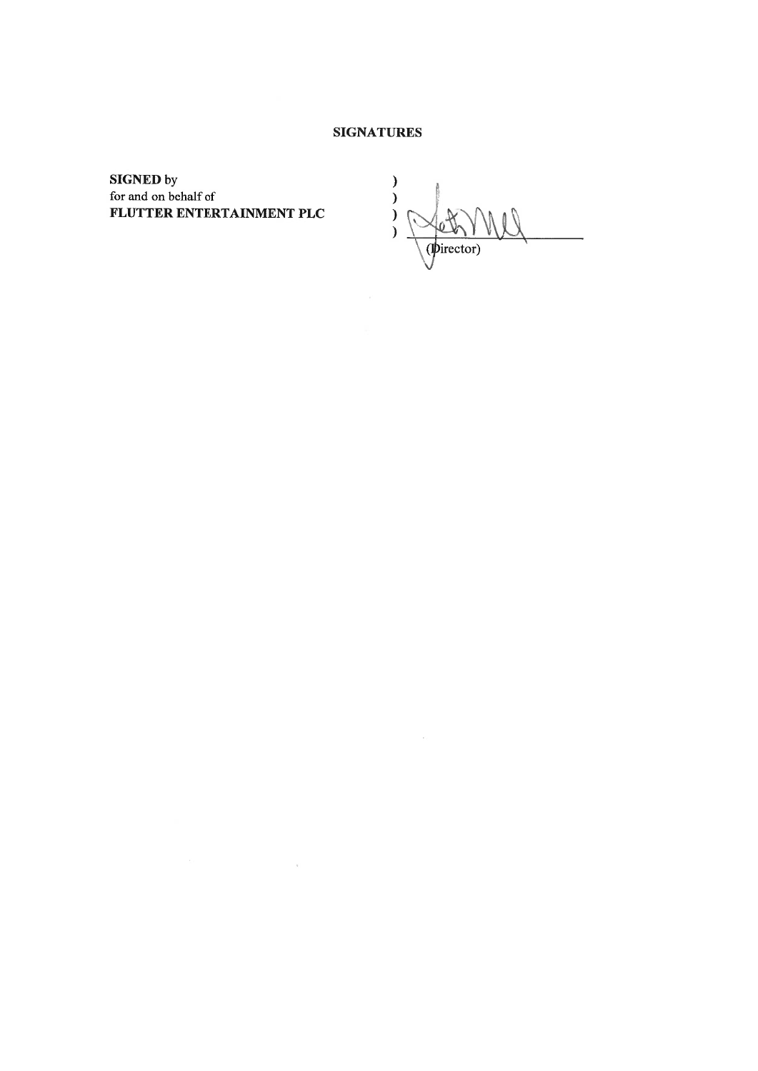**SIGNATURES**

| | | |
|---|---|---|
| **SIGNED** by<br>for and on behalf of<br>**FLUTTER ENTERTAINMENT PLC** | )<br>)<br>)<br>) | ______________________<br>(Director) |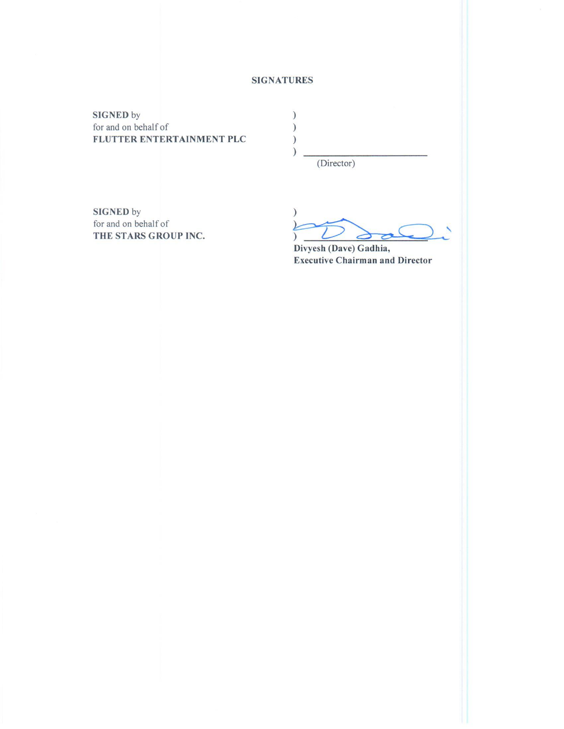## SIGNATURES

**SIGNED** by
for and on behalf of
**FLUTTER ENTERTAINMENT PLC**

)
)
)
) \_\_\_\_\_\_\_\_\_\_\_\_\_\_\_\_\_\_\_\_\_\_\_\_\_\_
(Director)

**SIGNED** by
for and on behalf of
**THE STARS GROUP INC.**

)
)
) \_\_\_\_\_\_\_\_\_\_\_\_\_\_\_\_\_\_\_\_\_\_\_\_\_\_
**Divyesh (Dave) Gadhia,**
**Executive Chairman and Director**